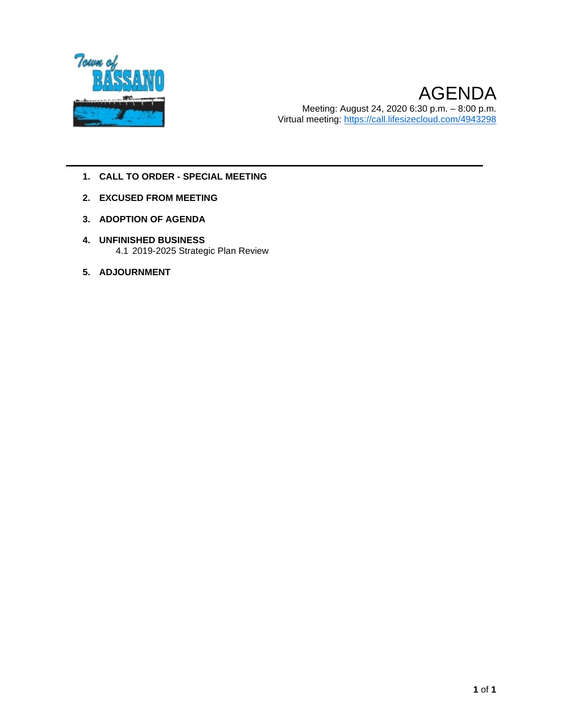Town of BASSANO

# AGENDA

Meeting: August 24, 2020 6:30 p.m. – 8:00 p.m.
Virtual meeting: https://call.lifesizecloud.com/4943298

---

1. **CALL TO ORDER - SPECIAL MEETING**
2. **EXCUSED FROM MEETING**
3. **ADOPTION OF AGENDA**
4. **UNFINISHED BUSINESS**
   4.1 2019-2025 Strategic Plan Review
5. **ADJOURNMENT**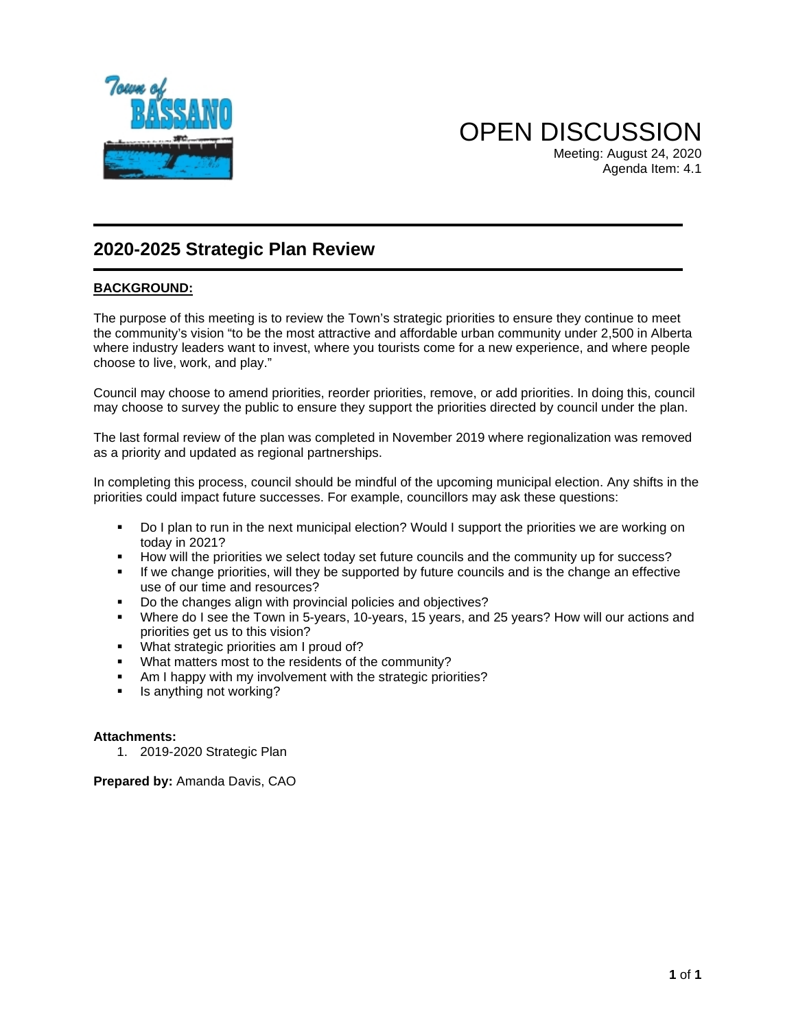# OPEN DISCUSSION

Meeting: August 24, 2020
Agenda Item: 4.1

## 2020-2025 Strategic Plan Review

**BACKGROUND:**

The purpose of this meeting is to review the Town's strategic priorities to ensure they continue to meet the community's vision "to be the most attractive and affordable urban community under 2,500 in Alberta where industry leaders want to invest, where you tourists come for a new experience, and where people choose to live, work, and play."

Council may choose to amend priorities, reorder priorities, remove, or add priorities. In doing this, council may choose to survey the public to ensure they support the priorities directed by council under the plan.

The last formal review of the plan was completed in November 2019 where regionalization was removed as a priority and updated as regional partnerships.

In completing this process, council should be mindful of the upcoming municipal election. Any shifts in the priorities could impact future successes. For example, councillors may ask these questions:

- Do I plan to run in the next municipal election? Would I support the priorities we are working on today in 2021?
- How will the priorities we select today set future councils and the community up for success?
- If we change priorities, will they be supported by future councils and is the change an effective use of our time and resources?
- Do the changes align with provincial policies and objectives?
- Where do I see the Town in 5-years, 10-years, 15 years, and 25 years? How will our actions and priorities get us to this vision?
- What strategic priorities am I proud of?
- What matters most to the residents of the community?
- Am I happy with my involvement with the strategic priorities?
- Is anything not working?

**Attachments:**

1. 2019-2020 Strategic Plan

**Prepared by:** Amanda Davis, CAO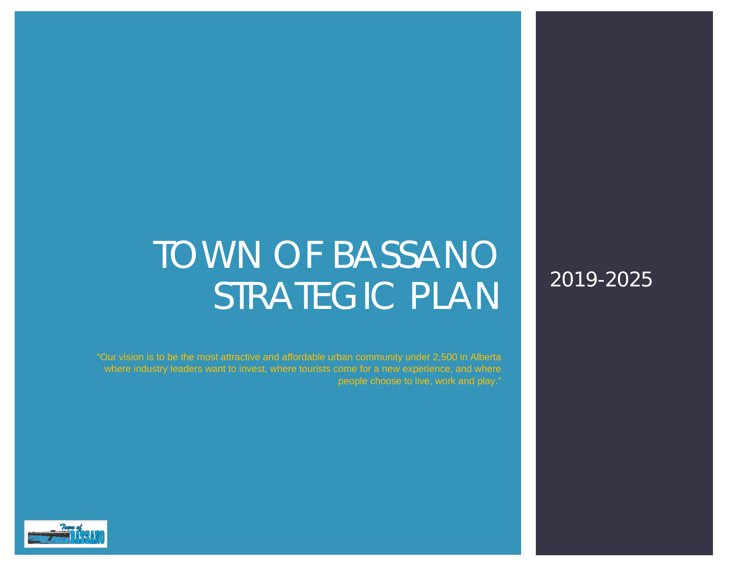# TOWN OF BASSANO STRATEGIC PLAN

2019-2025

"Our vision is to be the most attractive and affordable urban community under 2,500 in Alberta where industry leaders want to invest, where tourists come for a new experience, and where people choose to live, work and play."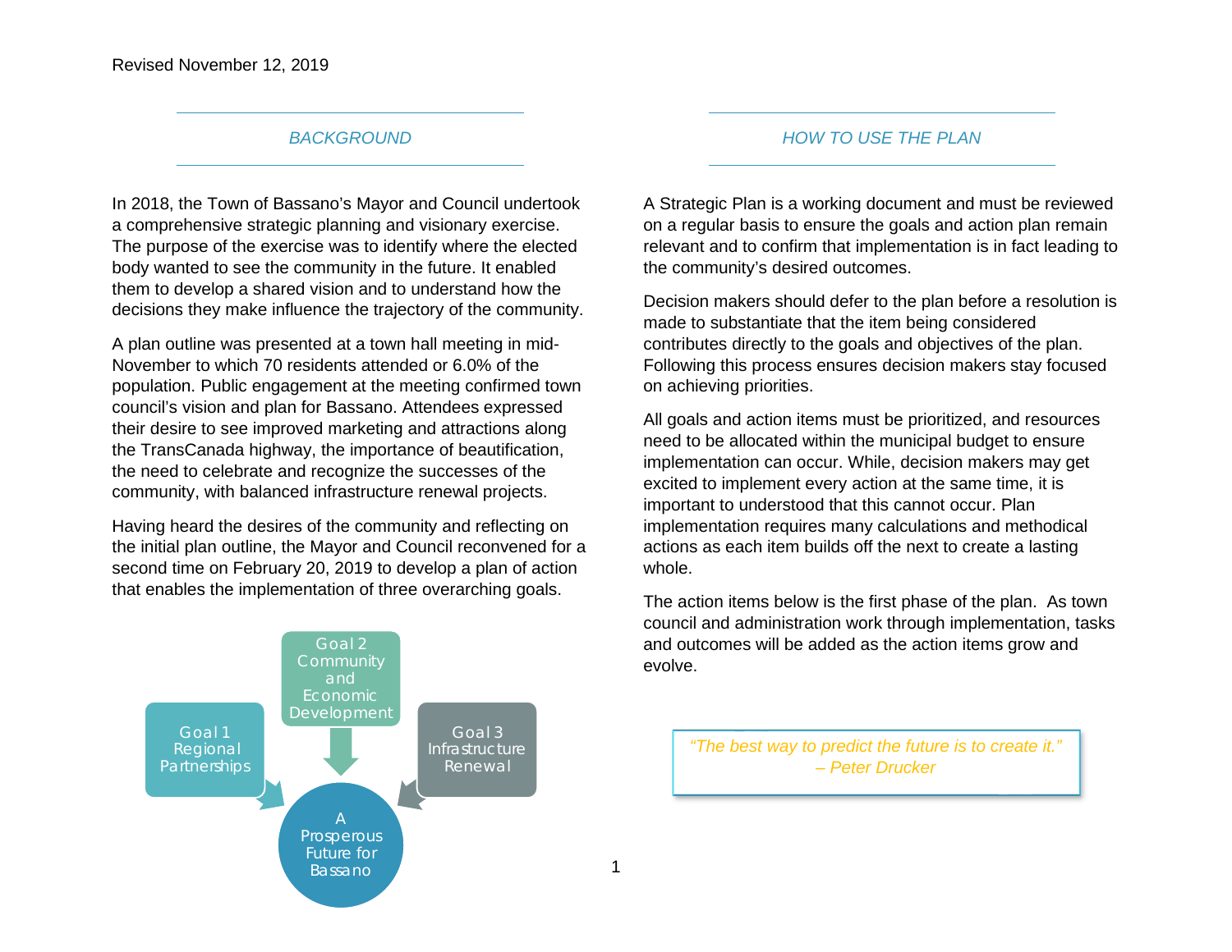Revised November 12, 2019

## BACKGROUND

In 2018, the Town of Bassano's Mayor and Council undertook a comprehensive strategic planning and visionary exercise. The purpose of the exercise was to identify where the elected body wanted to see the community in the future. It enabled them to develop a shared vision and to understand how the decisions they make influence the trajectory of the community.

A plan outline was presented at a town hall meeting in mid-November to which 70 residents attended or 6.0% of the population. Public engagement at the meeting confirmed town council's vision and plan for Bassano. Attendees expressed their desire to see improved marketing and attractions along the TransCanada highway, the importance of beautification, the need to celebrate and recognize the successes of the community, with balanced infrastructure renewal projects.

Having heard the desires of the community and reflecting on the initial plan outline, the Mayor and Council reconvened for a second time on February 20, 2019 to develop a plan of action that enables the implementation of three overarching goals.

Goal 1 Regional Partnerships

Goal 2 Community and Economic Development

Goal 3 Infrastructure Renewal

A Prosperous Future for Bassano

## HOW TO USE THE PLAN

A Strategic Plan is a working document and must be reviewed on a regular basis to ensure the goals and action plan remain relevant and to confirm that implementation is in fact leading to the community's desired outcomes.

Decision makers should defer to the plan before a resolution is made to substantiate that the item being considered contributes directly to the goals and objectives of the plan. Following this process ensures decision makers stay focused on achieving priorities.

All goals and action items must be prioritized, and resources need to be allocated within the municipal budget to ensure implementation can occur. While, decision makers may get excited to implement every action at the same time, it is important to understood that this cannot occur. Plan implementation requires many calculations and methodical actions as each item builds off the next to create a lasting whole.

The action items below is the first phase of the plan. As town council and administration work through implementation, tasks and outcomes will be added as the action items grow and evolve.

> *"The best way to predict the future is to create it."*
> *– Peter Drucker*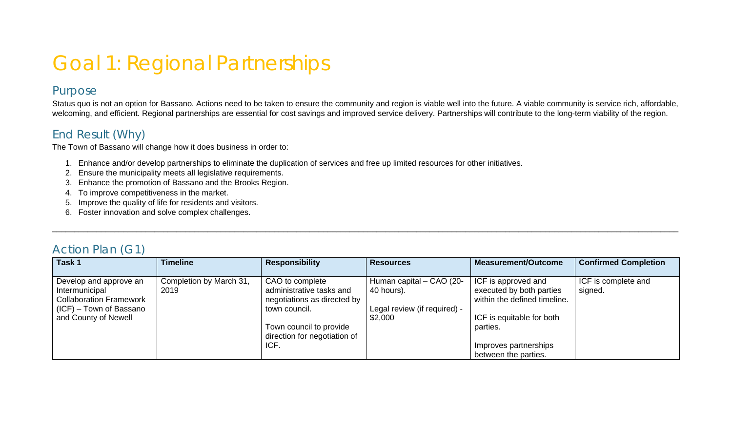# Goal 1: Regional Partnerships

## Purpose

Status quo is not an option for Bassano. Actions need to be taken to ensure the community and region is viable well into the future. A viable community is service rich, affordable, welcoming, and efficient. Regional partnerships are essential for cost savings and improved service delivery. Partnerships will contribute to the long-term viability of the region.

## End Result (Why)

The Town of Bassano will change how it does business in order to:

1. Enhance and/or develop partnerships to eliminate the duplication of services and free up limited resources for other initiatives.
2. Ensure the municipality meets all legislative requirements.
3. Enhance the promotion of Bassano and the Brooks Region.
4. To improve competitiveness in the market.
5. Improve the quality of life for residents and visitors.
6. Foster innovation and solve complex challenges.

---

## Action Plan (G1)

| Task 1 | Timeline | Responsibility | Resources | Measurement/Outcome | Confirmed Completion |
|---|---|---|---|---|---|
| Develop and approve an Intermunicipal Collaboration Framework (ICF) – Town of Bassano and County of Newell | Completion by March 31, 2019 | CAO to complete administrative tasks and negotiations as directed by town council.<br><br>Town council to provide direction for negotiation of ICF. | Human capital – CAO (20-40 hours).<br><br>Legal review (if required) - $2,000 | ICF is approved and executed by both parties within the defined timeline.<br><br>ICF is equitable for both parties.<br><br>Improves partnerships between the parties. | ICF is complete and signed. |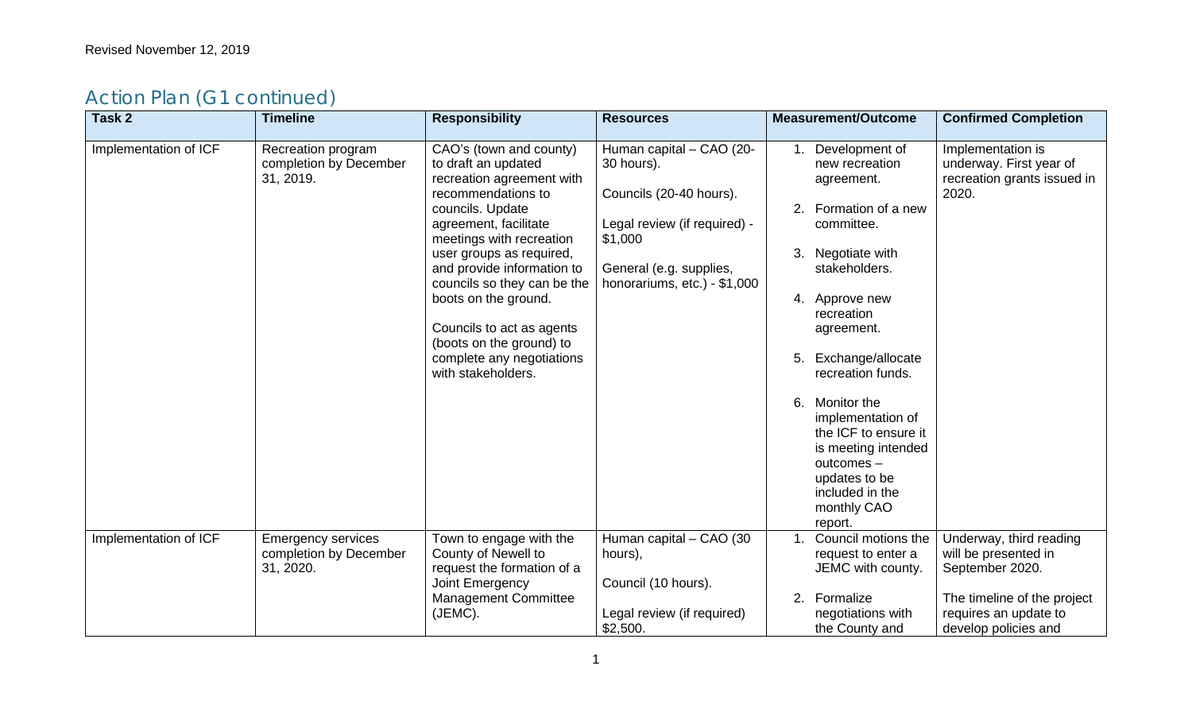Revised November 12, 2019

## Action Plan (G1 continued)

| Task 2 | Timeline | Responsibility | Resources | Measurement/Outcome | Confirmed Completion |
|---|---|---|---|---|---|
| Implementation of ICF | Recreation program completion by December 31, 2019. | CAO's (town and county) to draft an updated recreation agreement with recommendations to councils. Update agreement, facilitate meetings with recreation user groups as required, and provide information to councils so they can be the boots on the ground.<br><br>Councils to act as agents (boots on the ground) to complete any negotiations with stakeholders. | Human capital – CAO (20-30 hours).<br><br>Councils (20-40 hours).<br><br>Legal review (if required) - $1,000<br><br>General (e.g. supplies, honorariums, etc.) - $1,000 | 1. Development of new recreation agreement.<br><br>2. Formation of a new committee.<br><br>3. Negotiate with stakeholders.<br><br>4. Approve new recreation agreement.<br><br>5. Exchange/allocate recreation funds.<br><br>6. Monitor the implementation of the ICF to ensure it is meeting intended outcomes – updates to be included in the monthly CAO report. | Implementation is underway. First year of recreation grants issued in 2020. |
| Implementation of ICF | Emergency services completion by December 31, 2020. | Town to engage with the County of Newell to request the formation of a Joint Emergency Management Committee (JEMC). | Human capital – CAO (30 hours),<br><br>Council (10 hours).<br><br>Legal review (if required) $2,500. | 1. Council motions the request to enter a JEMC with county.<br><br>2. Formalize negotiations with the County and | Underway, third reading will be presented in September 2020.<br><br>The timeline of the project requires an update to develop policies and |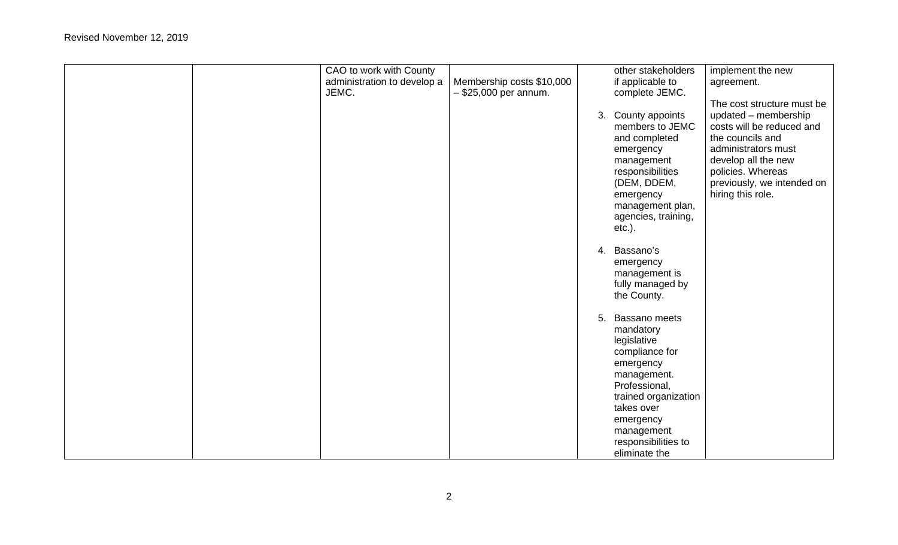Revised November 12, 2019

| | | | | | |
|---|---|---|---|---|---|
| | | CAO to work with County administration to develop a JEMC. | Membership costs $10,000 – $25,000 per annum. | other stakeholders if applicable to complete JEMC.<br><br>3. County appoints members to JEMC and completed emergency management responsibilities (DEM, DDEM, emergency management plan, agencies, training, etc.).<br><br>4. Bassano's emergency management is fully managed by the County.<br><br>5. Bassano meets mandatory legislative compliance for emergency management. Professional, trained organization takes over emergency management responsibilities to eliminate the | implement the new agreement.<br><br>The cost structure must be updated – membership costs will be reduced and the councils and administrators must develop all the new policies. Whereas previously, we intended on hiring this role. |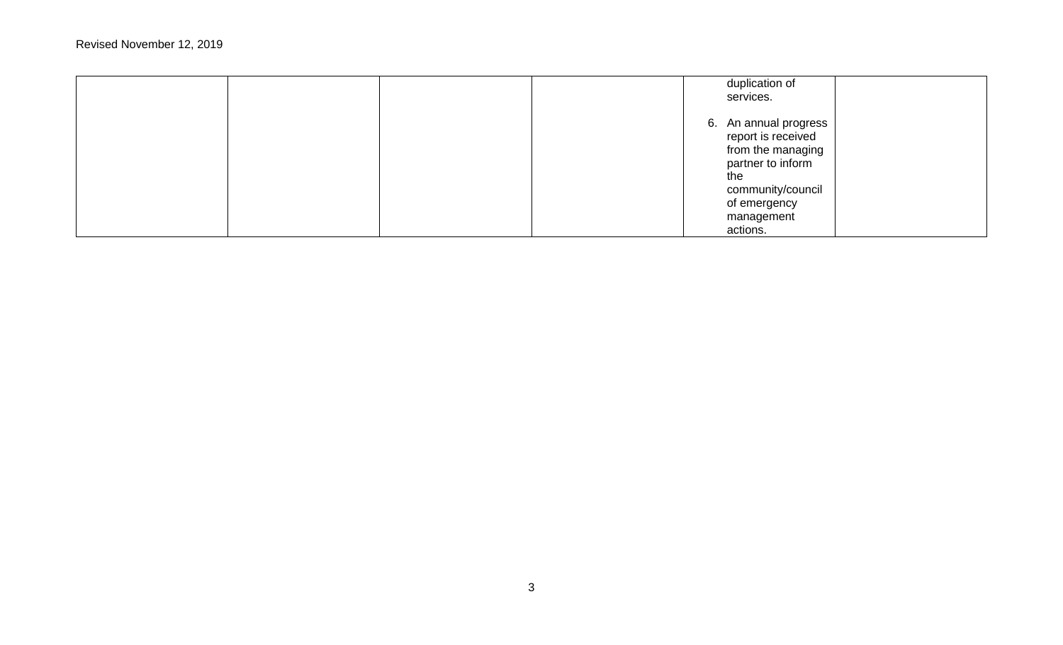| | | | | | |
|---|---|---|---|---|---|
| | | | | duplication of services.<br><br>6. An annual progress report is received from the managing partner to inform the community/council of emergency management actions. | |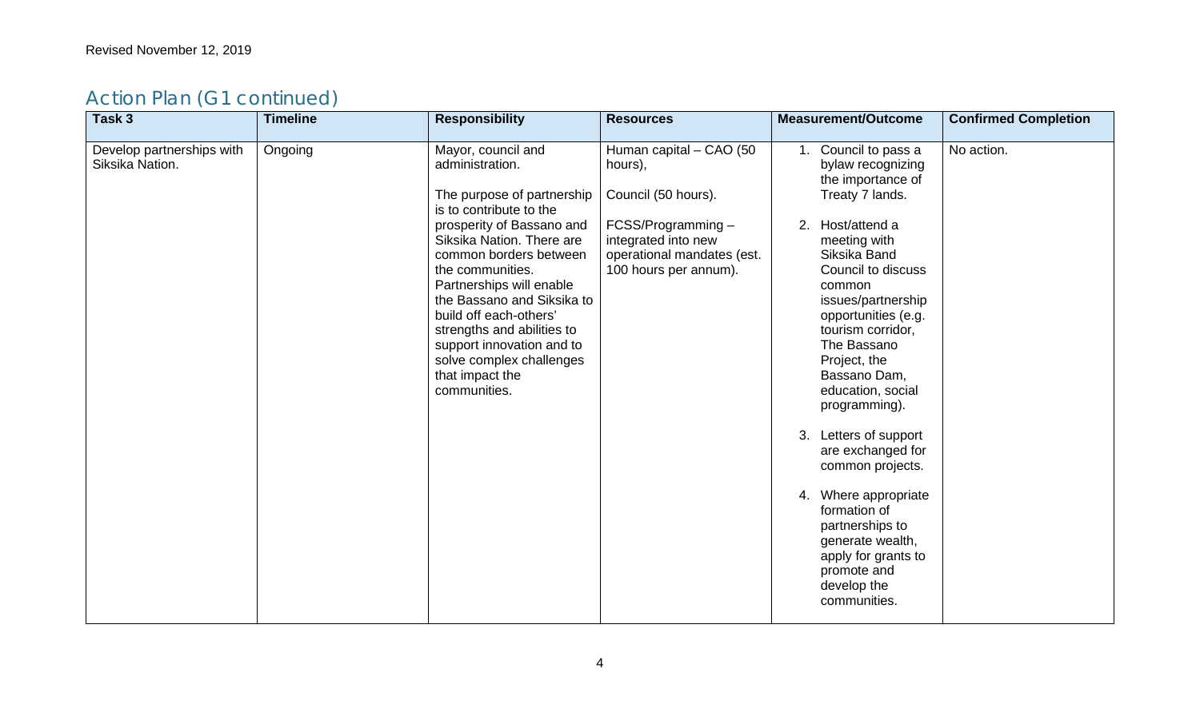Revised November 12, 2019

## Action Plan (G1 continued)

| Task 3 | Timeline | Responsibility | Resources | Measurement/Outcome | Confirmed Completion |
|---|---|---|---|---|---|
| Develop partnerships with Siksika Nation. | Ongoing | Mayor, council and administration.<br><br>The purpose of partnership is to contribute to the prosperity of Bassano and Siksika Nation. There are common borders between the communities. Partnerships will enable the Bassano and Siksika to build off each-others' strengths and abilities to support innovation and to solve complex challenges that impact the communities. | Human capital – CAO (50 hours),<br><br>Council (50 hours).<br><br>FCSS/Programming – integrated into new operational mandates (est. 100 hours per annum). | 1. Council to pass a bylaw recognizing the importance of Treaty 7 lands.<br><br>2. Host/attend a meeting with Siksika Band Council to discuss common issues/partnership opportunities (e.g. tourism corridor, The Bassano Project, the Bassano Dam, education, social programming).<br><br>3. Letters of support are exchanged for common projects.<br><br>4. Where appropriate formation of partnerships to generate wealth, apply for grants to promote and develop the communities. | No action. |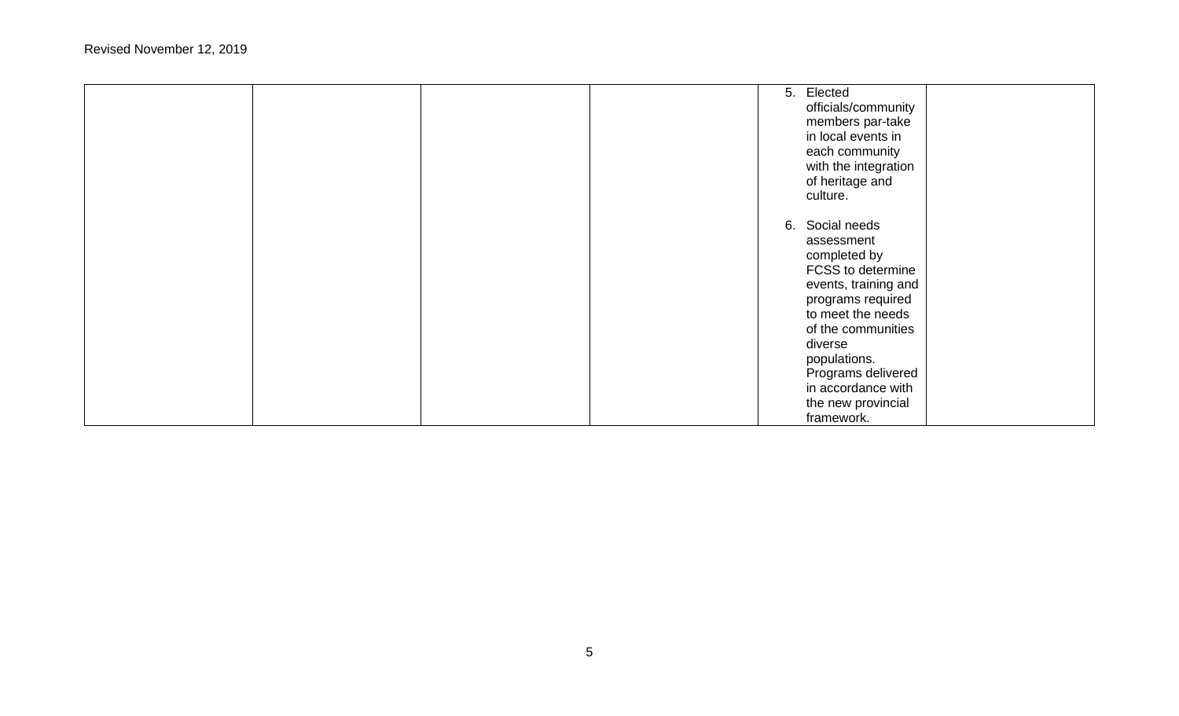| | | | | | |
|---|---|---|---|---|---|
| | | | | 5. Elected officials/community members par-take in local events in each community with the integration of heritage and culture.<br><br>6. Social needs assessment completed by FCSS to determine events, training and programs required to meet the needs of the communities diverse populations. Programs delivered in accordance with the new provincial framework. | |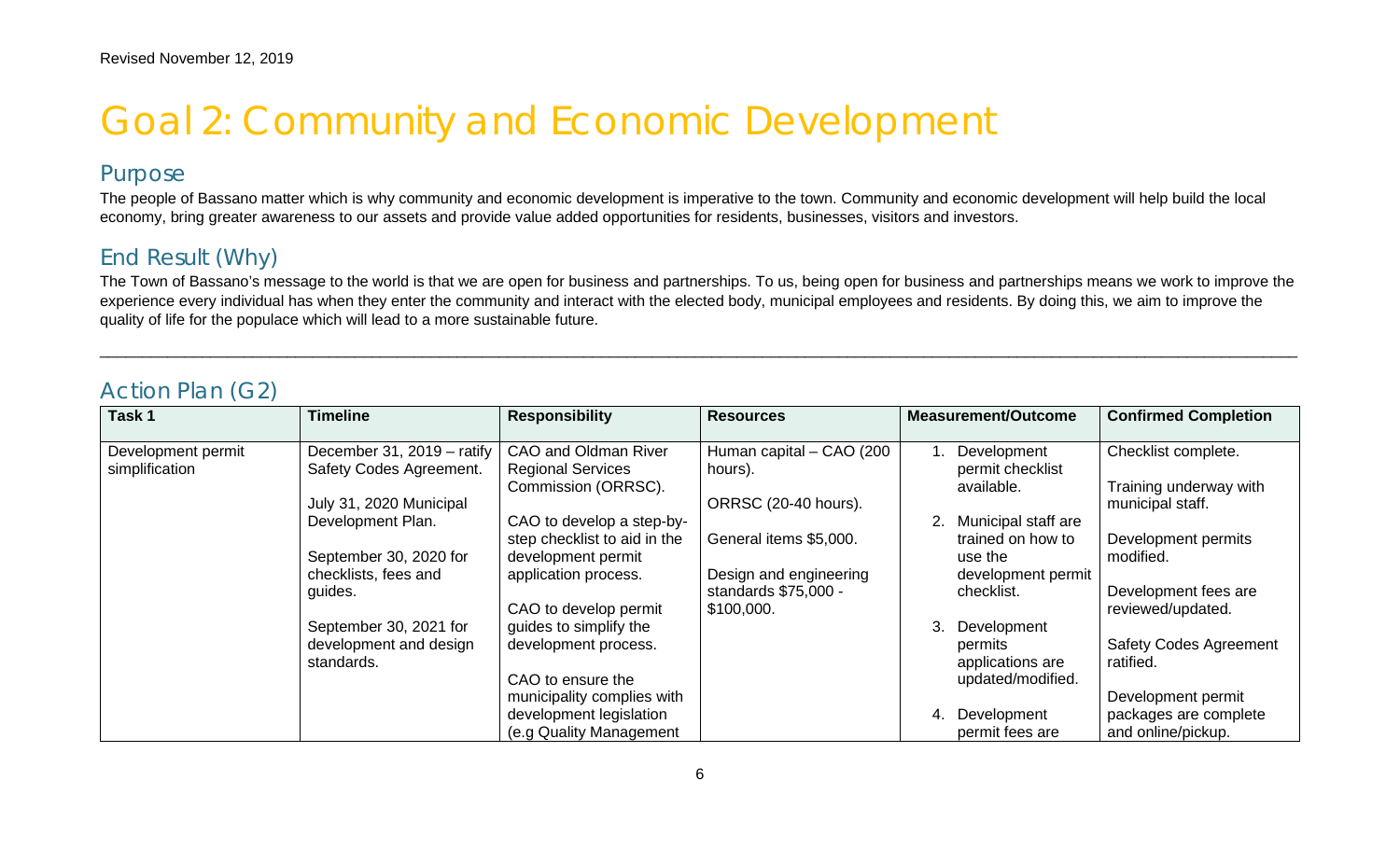Revised November 12, 2019

# Goal 2: Community and Economic Development

## Purpose

The people of Bassano matter which is why community and economic development is imperative to the town. Community and economic development will help build the local economy, bring greater awareness to our assets and provide value added opportunities for residents, businesses, visitors and investors.

## End Result (Why)

The Town of Bassano's message to the world is that we are open for business and partnerships. To us, being open for business and partnerships means we work to improve the experience every individual has when they enter the community and interact with the elected body, municipal employees and residents. By doing this, we aim to improve the quality of life for the populace which will lead to a more sustainable future.

---

## Action Plan (G2)

| Task 1 | Timeline | Responsibility | Resources | Measurement/Outcome | Confirmed Completion |
|---|---|---|---|---|---|
| Development permit simplification | December 31, 2019 – ratify Safety Codes Agreement.<br><br>July 31, 2020 Municipal Development Plan.<br><br>September 30, 2020 for checklists, fees and guides.<br><br>September 30, 2021 for development and design standards. | CAO and Oldman River Regional Services Commission (ORRSC).<br><br>CAO to develop a step-by-step checklist to aid in the development permit application process.<br><br>CAO to develop permit guides to simplify the development process.<br><br>CAO to ensure the municipality complies with development legislation (e.g Quality Management | Human capital – CAO (200 hours).<br><br>ORRSC (20-40 hours).<br><br>General items $5,000.<br><br>Design and engineering standards $75,000 - $100,000. | 1. Development permit checklist available.<br><br>2. Municipal staff are trained on how to use the development permit checklist.<br><br>3. Development permits applications are updated/modified.<br><br>4. Development permit fees are | Checklist complete.<br><br>Training underway with municipal staff.<br><br>Development permits modified.<br><br>Development fees are reviewed/updated.<br><br>Safety Codes Agreement ratified.<br><br>Development permit packages are complete and online/pickup. |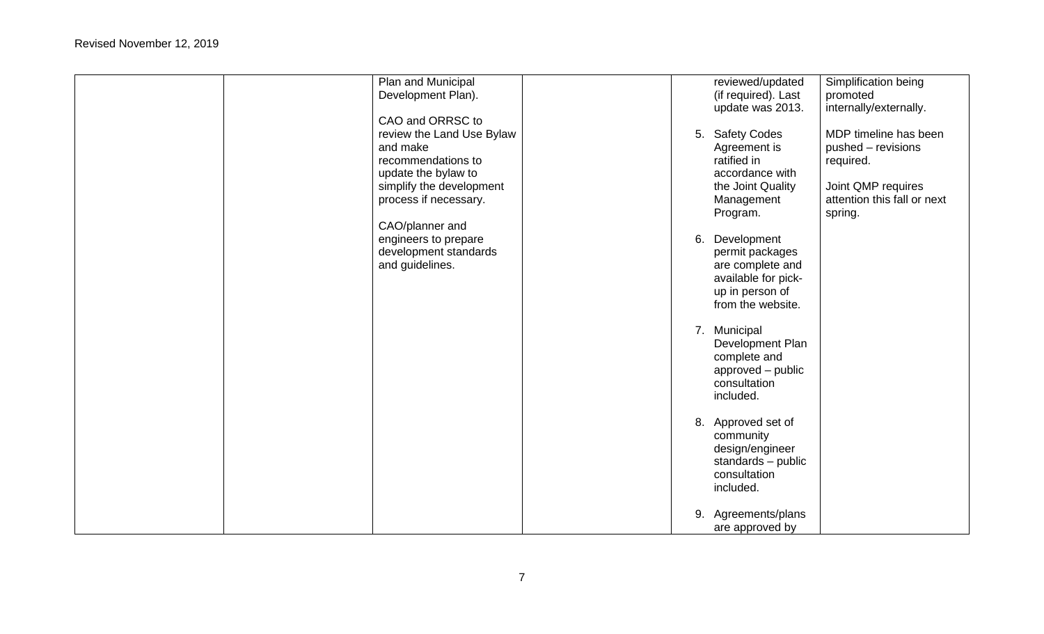Revised November 12, 2019

| | | | | | |
|---|---|---|---|---|---|
| | | Plan and Municipal Development Plan).<br><br>CAO and ORRSC to review the Land Use Bylaw and make recommendations to update the bylaw to simplify the development process if necessary.<br><br>CAO/planner and engineers to prepare development standards and guidelines. | | reviewed/updated (if required). Last update was 2013.<br><br>5. Safety Codes Agreement is ratified in accordance with the Joint Quality Management Program.<br><br>6. Development permit packages are complete and available for pick-up in person of from the website.<br><br>7. Municipal Development Plan complete and approved – public consultation included.<br><br>8. Approved set of community design/engineer standards – public consultation included.<br><br>9. Agreements/plans are approved by | Simplification being promoted internally/externally.<br><br>MDP timeline has been pushed – revisions required.<br><br>Joint QMP requires attention this fall or next spring. |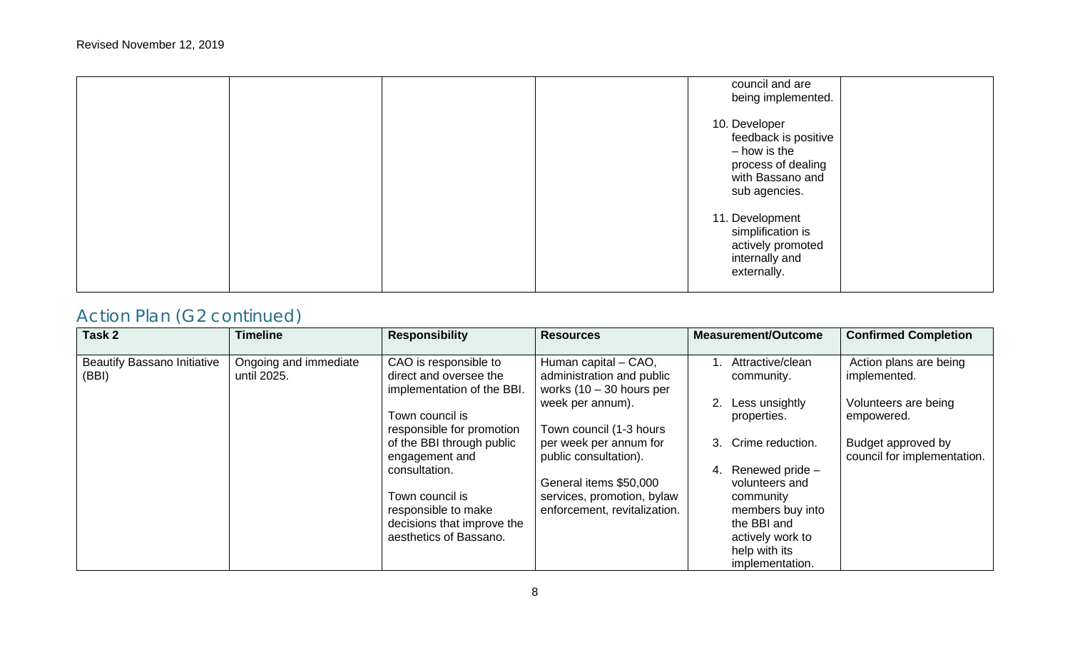| | | | | | |
|---|---|---|---|---|---|
| | | | | council and are being implemented.<br><br>10. Developer feedback is positive – how is the process of dealing with Bassano and sub agencies.<br><br>11. Development simplification is actively promoted internally and externally. | |

## Action Plan (G2 continued)

| Task 2 | Timeline | Responsibility | Resources | Measurement/Outcome | Confirmed Completion |
|---|---|---|---|---|---|
| Beautify Bassano Initiative (BBI) | Ongoing and immediate until 2025. | CAO is responsible to direct and oversee the implementation of the BBI.<br><br>Town council is responsible for promotion of the BBI through public engagement and consultation.<br><br>Town council is responsible to make decisions that improve the aesthetics of Bassano. | Human capital – CAO, administration and public works (10 – 30 hours per week per annum).<br><br>Town council (1-3 hours per week per annum for public consultation).<br><br>General items $50,000 services, promotion, bylaw enforcement, revitalization. | 1. Attractive/clean community.<br><br>2. Less unsightly properties.<br><br>3. Crime reduction.<br><br>4. Renewed pride – volunteers and community members buy into the BBI and actively work to help with its implementation. | Action plans are being implemented.<br><br>Volunteers are being empowered.<br><br>Budget approved by council for implementation. |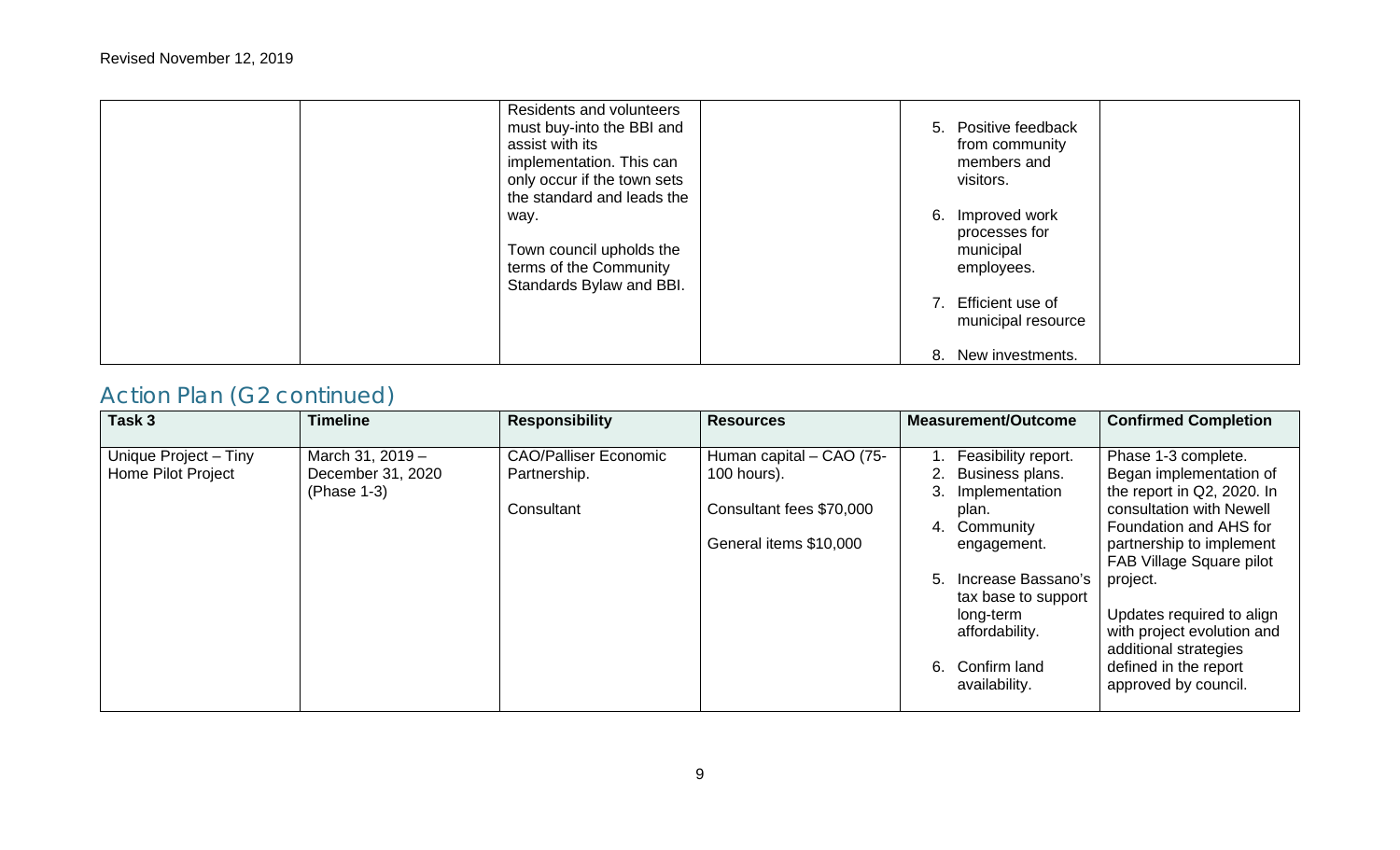Revised November 12, 2019

| | | | | | |
|---|---|---|---|---|---|
| | | Residents and volunteers must buy-into the BBI and assist with its implementation. This can only occur if the town sets the standard and leads the way.<br><br>Town council upholds the terms of the Community Standards Bylaw and BBI. | | 5. Positive feedback from community members and visitors.<br><br>6. Improved work processes for municipal employees.<br><br>7. Efficient use of municipal resource<br><br>8. New investments. | |

## Action Plan (G2 continued)

| Task 3 | Timeline | Responsibility | Resources | Measurement/Outcome | Confirmed Completion |
|---|---|---|---|---|---|
| Unique Project – Tiny Home Pilot Project | March 31, 2019 – December 31, 2020 (Phase 1-3) | CAO/Palliser Economic Partnership.<br><br>Consultant | Human capital – CAO (75-100 hours).<br><br>Consultant fees $70,000<br><br>General items $10,000 | 1. Feasibility report.<br>2. Business plans.<br>3. Implementation plan.<br>4. Community engagement.<br><br>5. Increase Bassano's tax base to support long-term affordability.<br><br>6. Confirm land availability. | Phase 1-3 complete. Began implementation of the report in Q2, 2020. In consultation with Newell Foundation and AHS for partnership to implement FAB Village Square pilot project.<br><br>Updates required to align with project evolution and additional strategies defined in the report approved by council. |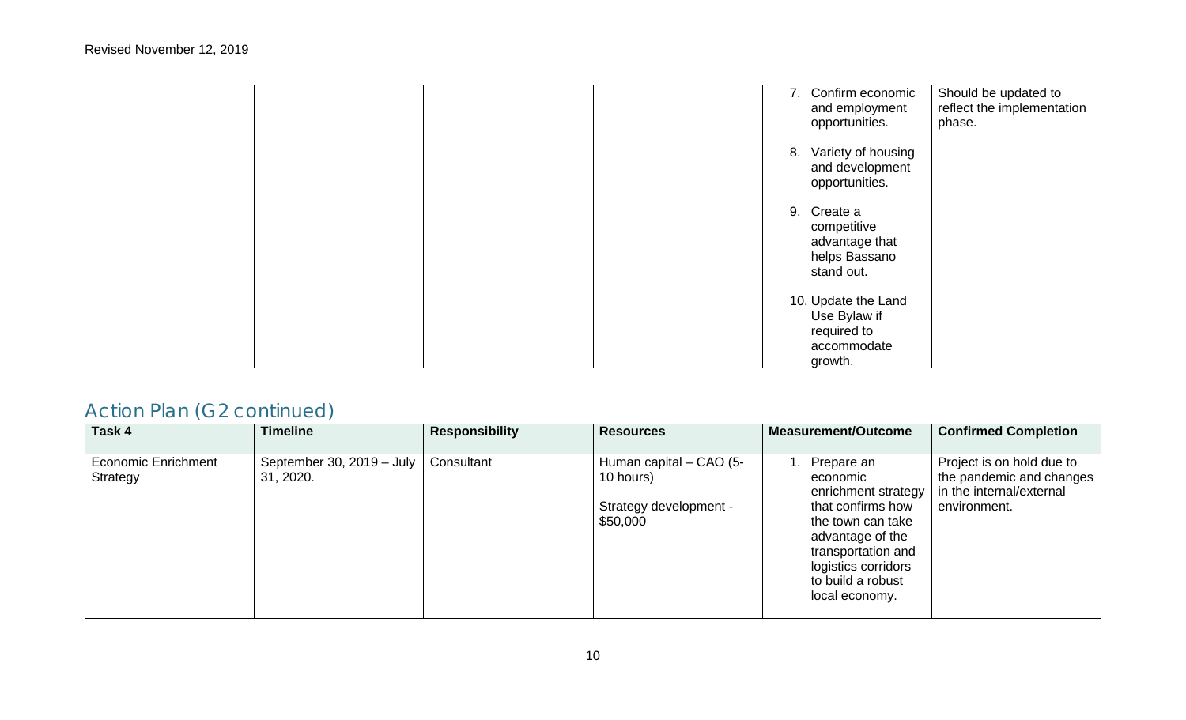| | | | | 7. Confirm economic and employment opportunities.<br><br>8. Variety of housing and development opportunities.<br><br>9. Create a competitive advantage that helps Bassano stand out.<br><br>10. Update the Land Use Bylaw if required to accommodate growth. | Should be updated to reflect the implementation phase. |
|---|---|---|---|---|---|

## Action Plan (G2 continued)

| Task 4 | Timeline | Responsibility | Resources | Measurement/Outcome | Confirmed Completion |
|---|---|---|---|---|---|
| Economic Enrichment Strategy | September 30, 2019 – July 31, 2020. | Consultant | Human capital – CAO (5-10 hours)<br><br>Strategy development - $50,000 | 1. Prepare an economic enrichment strategy that confirms how the town can take advantage of the transportation and logistics corridors to build a robust local economy. | Project is on hold due to the pandemic and changes in the internal/external environment. |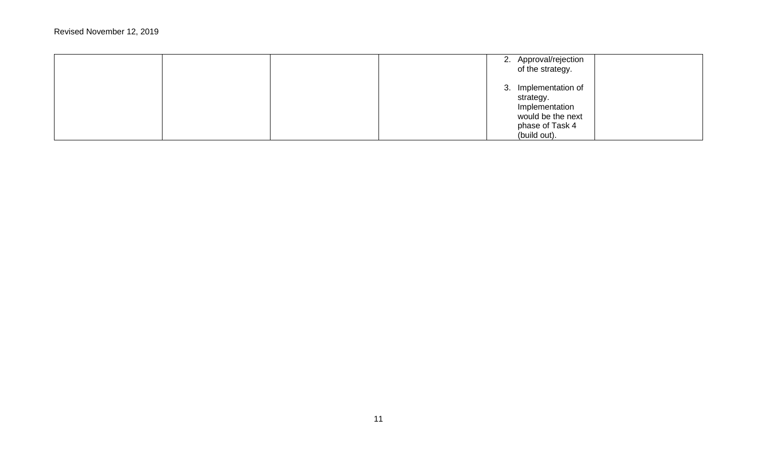| | | | | | |
|---|---|---|---|---|---|
| | | | | 2. Approval/rejection of the strategy.<br><br>3. Implementation of strategy. Implementation would be the next phase of Task 4 (build out). | |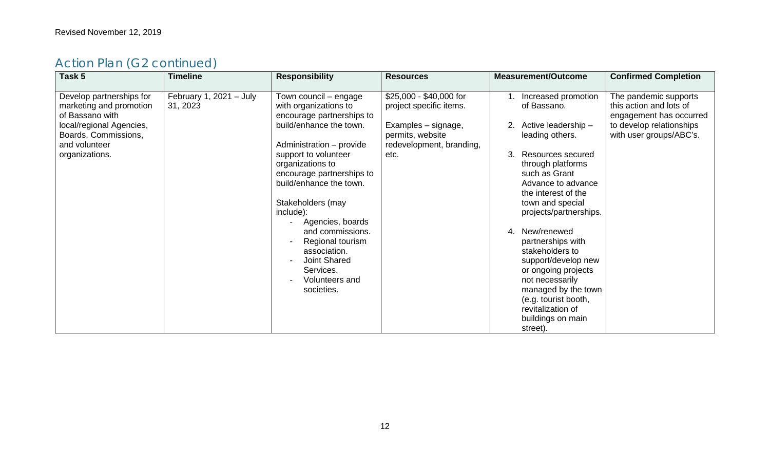Revised November 12, 2019

## Action Plan (G2 continued)

| Task 5 | Timeline | Responsibility | Resources | Measurement/Outcome | Confirmed Completion |
|---|---|---|---|---|---|
| Develop partnerships for marketing and promotion of Bassano with local/regional Agencies, Boards, Commissions, and volunteer organizations. | February 1, 2021 – July 31, 2023 | Town council – engage with organizations to encourage partnerships to build/enhance the town.<br><br>Administration – provide support to volunteer organizations to encourage partnerships to build/enhance the town.<br><br>Stakeholders (may include):<br>- Agencies, boards and commissions.<br>- Regional tourism association.<br>- Joint Shared Services.<br>- Volunteers and societies. | $25,000 - $40,000 for project specific items.<br><br>Examples – signage, permits, website redevelopment, branding, etc. | 1. Increased promotion of Bassano.<br><br>2. Active leadership – leading others.<br><br>3. Resources secured through platforms such as Grant Advance to advance the interest of the town and special projects/partnerships.<br><br>4. New/renewed partnerships with stakeholders to support/develop new or ongoing projects not necessarily managed by the town (e.g. tourist booth, revitalization of buildings on main street). | The pandemic supports this action and lots of engagement has occurred to develop relationships with user groups/ABC's. |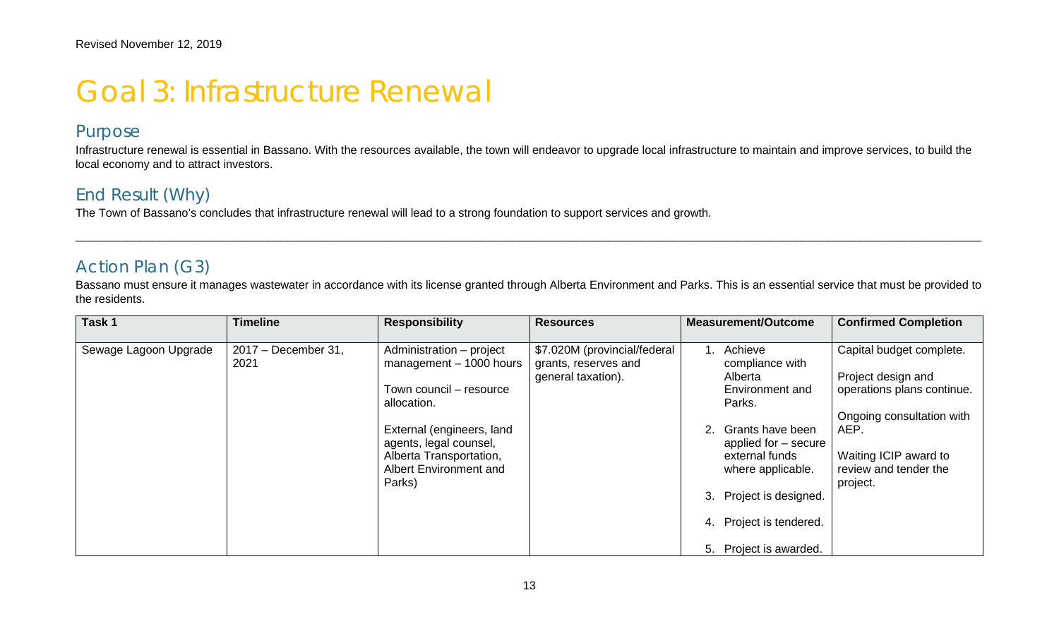Revised November 12, 2019

# Goal 3: Infrastructure Renewal

## Purpose

Infrastructure renewal is essential in Bassano. With the resources available, the town will endeavor to upgrade local infrastructure to maintain and improve services, to build the local economy and to attract investors.

## End Result (Why)

The Town of Bassano's concludes that infrastructure renewal will lead to a strong foundation to support services and growth.

---

## Action Plan (G3)

Bassano must ensure it manages wastewater in accordance with its license granted through Alberta Environment and Parks. This is an essential service that must be provided to the residents.

| Task 1 | Timeline | Responsibility | Resources | Measurement/Outcome | Confirmed Completion |
|---|---|---|---|---|---|
| Sewage Lagoon Upgrade | 2017 – December 31, 2021 | Administration – project management – 1000 hours<br><br>Town council – resource allocation.<br><br>External (engineers, land agents, legal counsel, Alberta Transportation, Albert Environment and Parks) | \$7.020M (provincial/federal grants, reserves and general taxation). | 1. Achieve compliance with Alberta Environment and Parks.<br><br>2. Grants have been applied for – secure external funds where applicable.<br><br>3. Project is designed.<br><br>4. Project is tendered.<br><br>5. Project is awarded. | Capital budget complete.<br><br>Project design and operations plans continue.<br><br>Ongoing consultation with AEP.<br><br>Waiting ICIP award to review and tender the project. |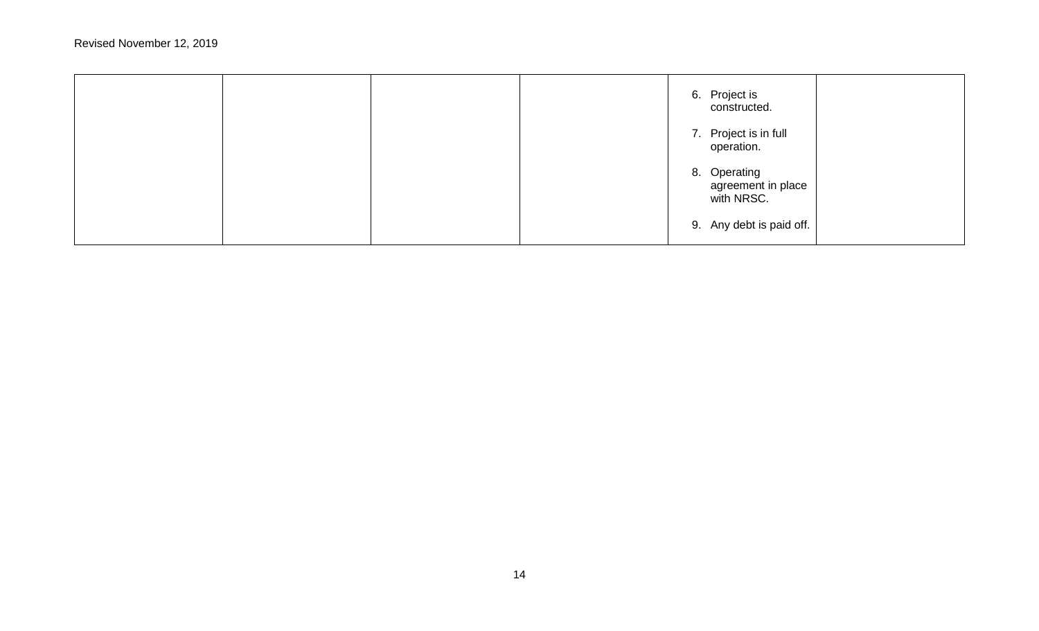Revised November 12, 2019

| | | | | | |
|---|---|---|---|---|---|
| | | | | 6. Project is constructed.<br><br>7. Project is in full operation.<br><br>8. Operating agreement in place with NRSC.<br><br>9. Any debt is paid off. | |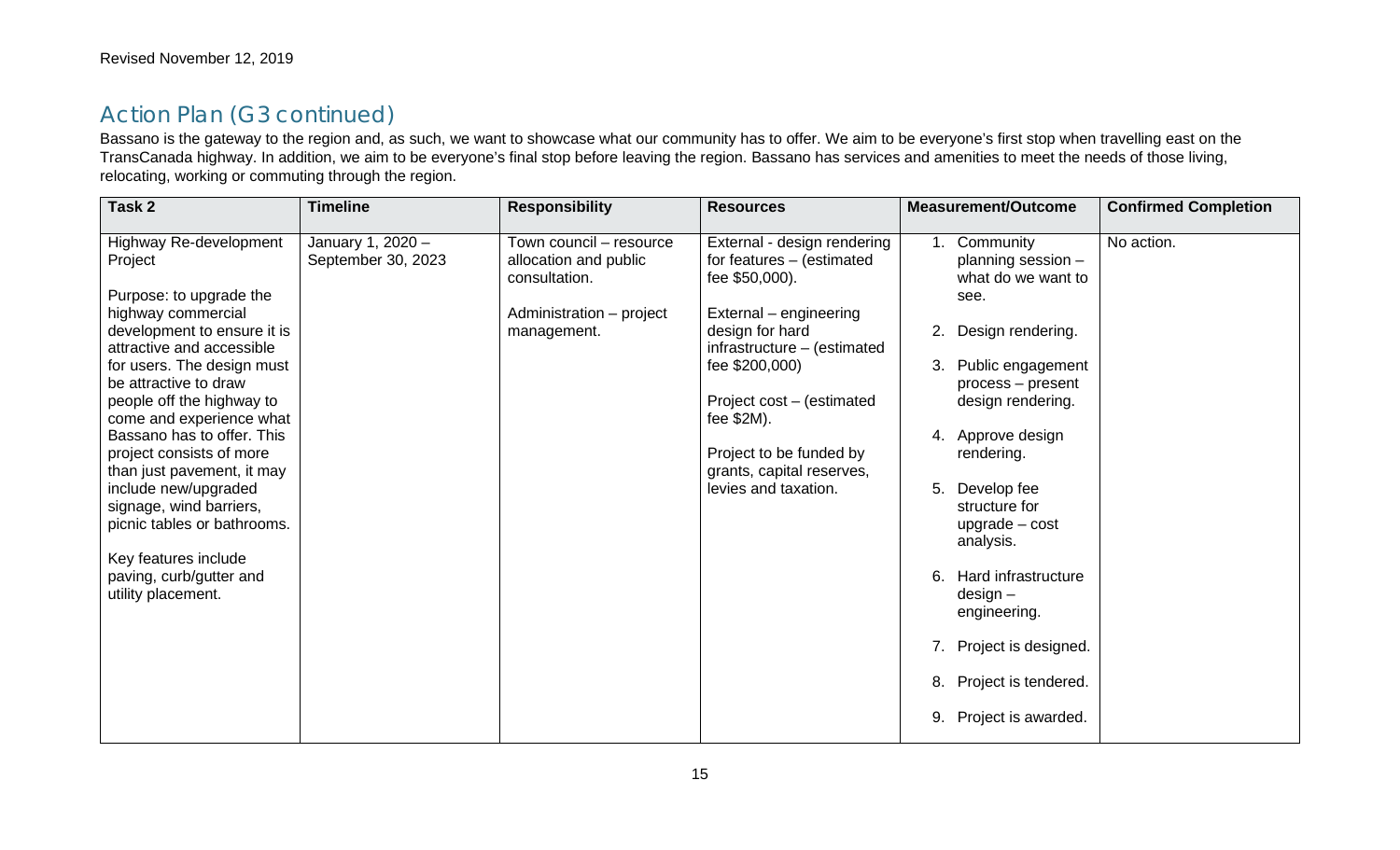## Action Plan (G3 continued)

Bassano is the gateway to the region and, as such, we want to showcase what our community has to offer. We aim to be everyone's first stop when travelling east on the TransCanada highway. In addition, we aim to be everyone's final stop before leaving the region. Bassano has services and amenities to meet the needs of those living, relocating, working or commuting through the region.

| Task 2 | Timeline | Responsibility | Resources | Measurement/Outcome | Confirmed Completion |
|---|---|---|---|---|---|
| Highway Re-development Project<br><br>Purpose: to upgrade the highway commercial development to ensure it is attractive and accessible for users. The design must be attractive to draw people off the highway to come and experience what Bassano has to offer. This project consists of more than just pavement, it may include new/upgraded signage, wind barriers, picnic tables or bathrooms.<br><br>Key features include paving, curb/gutter and utility placement. | January 1, 2020 – September 30, 2023 | Town council – resource allocation and public consultation.<br><br>Administration – project management. | External - design rendering for features – (estimated fee $50,000).<br><br>External – engineering design for hard infrastructure – (estimated fee $200,000)<br><br>Project cost – (estimated fee $2M).<br><br>Project to be funded by grants, capital reserves, levies and taxation. | 1. Community planning session – what do we want to see.<br><br>2. Design rendering.<br><br>3. Public engagement process – present design rendering.<br><br>4. Approve design rendering.<br><br>5. Develop fee structure for upgrade – cost analysis.<br><br>6. Hard infrastructure design – engineering.<br><br>7. Project is designed.<br><br>8. Project is tendered.<br><br>9. Project is awarded. | No action. |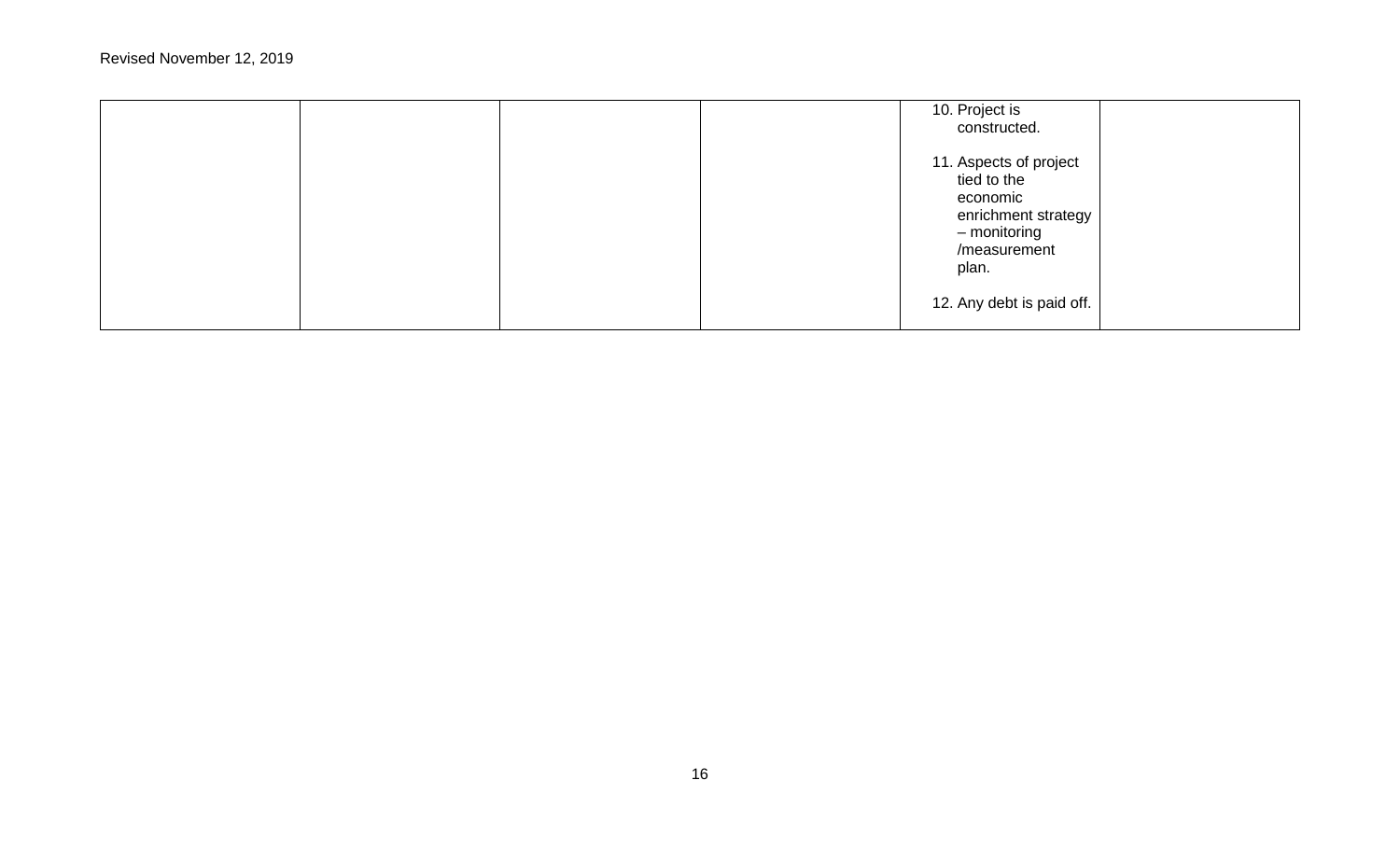| | | | | | |
|---|---|---|---|---|---|
| | | | | 10. Project is constructed.<br><br>11. Aspects of project tied to the economic enrichment strategy – monitoring /measurement plan.<br><br>12. Any debt is paid off. | |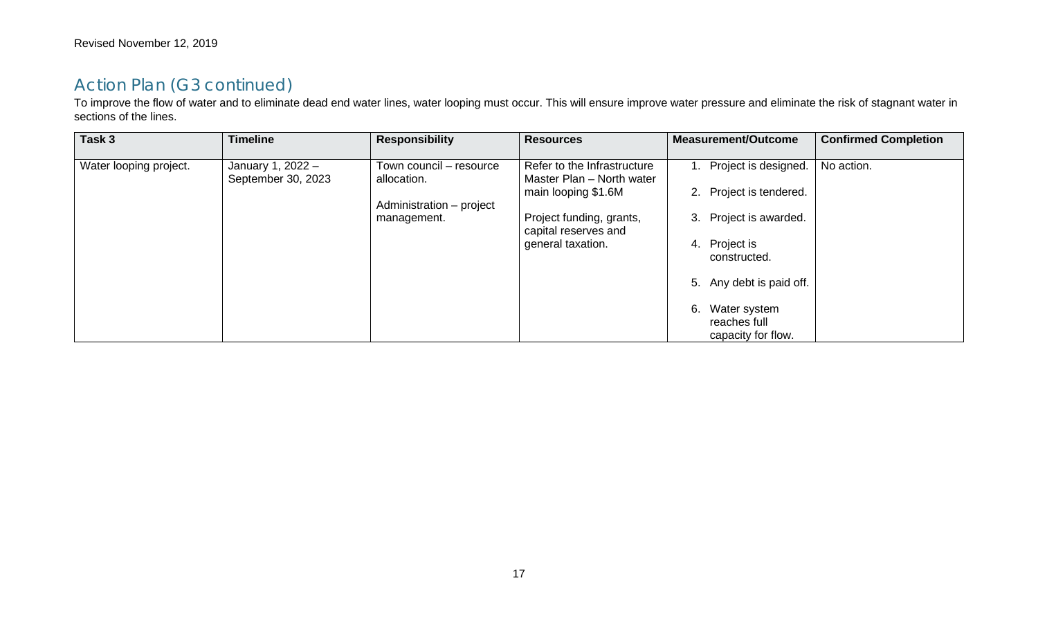Revised November 12, 2019

## Action Plan (G3 continued)

To improve the flow of water and to eliminate dead end water lines, water looping must occur. This will ensure improve water pressure and eliminate the risk of stagnant water in sections of the lines.

| Task 3 | Timeline | Responsibility | Resources | Measurement/Outcome | Confirmed Completion |
|---|---|---|---|---|---|
| Water looping project. | January 1, 2022 – September 30, 2023 | Town council – resource allocation.<br><br>Administration – project management. | Refer to the Infrastructure Master Plan – North water main looping $1.6M<br><br>Project funding, grants, capital reserves and general taxation. | 1. Project is designed.<br>2. Project is tendered.<br>3. Project is awarded.<br>4. Project is constructed.<br>5. Any debt is paid off.<br>6. Water system reaches full capacity for flow. | No action. |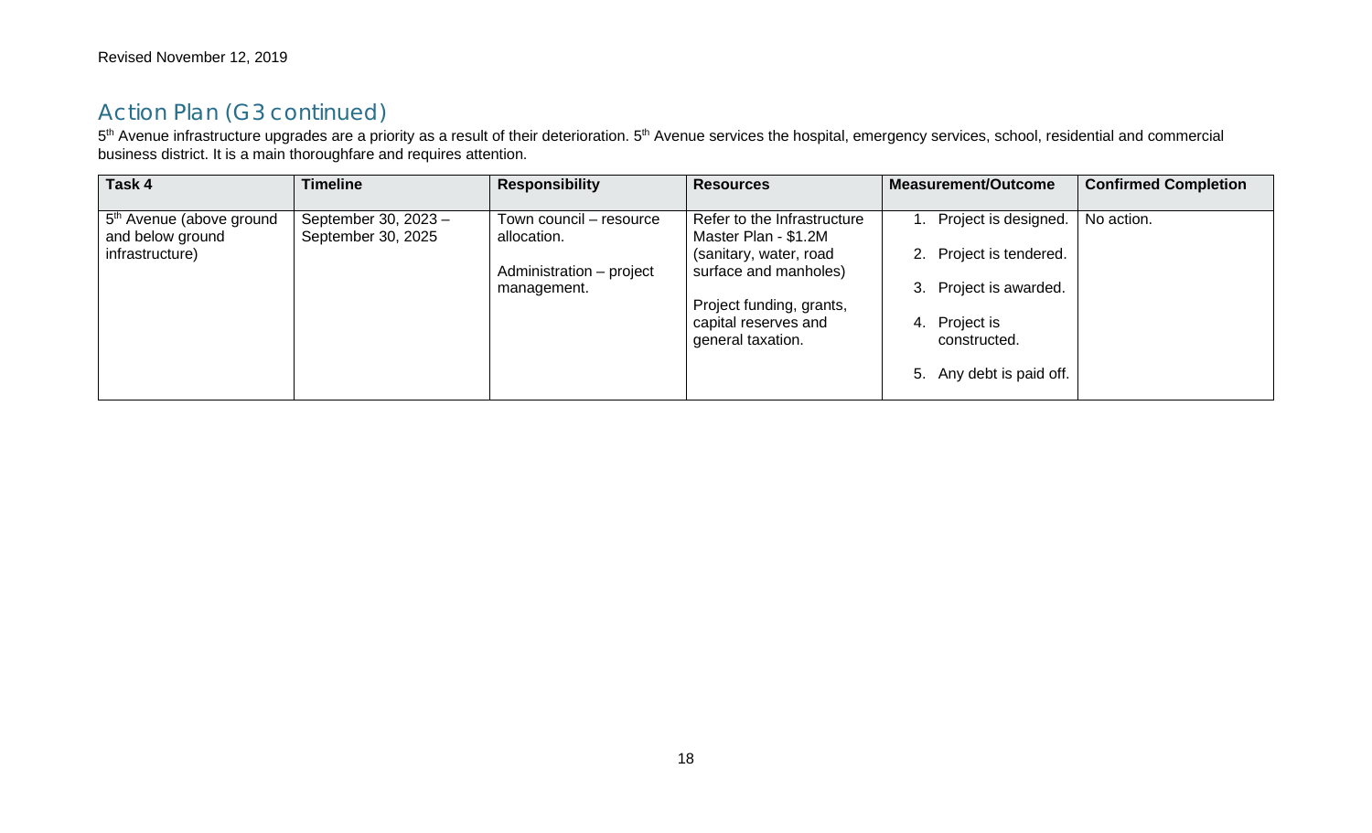Revised November 12, 2019

## Action Plan (G3 continued)

5th Avenue infrastructure upgrades are a priority as a result of their deterioration. 5th Avenue services the hospital, emergency services, school, residential and commercial business district. It is a main thoroughfare and requires attention.

| Task 4 | Timeline | Responsibility | Resources | Measurement/Outcome | Confirmed Completion |
|---|---|---|---|---|---|
| 5th Avenue (above ground and below ground infrastructure) | September 30, 2023 – September 30, 2025 | Town council – resource allocation.<br><br>Administration – project management. | Refer to the Infrastructure Master Plan - $1.2M (sanitary, water, road surface and manholes)<br><br>Project funding, grants, capital reserves and general taxation. | 1. Project is designed.<br>2. Project is tendered.<br>3. Project is awarded.<br>4. Project is constructed.<br>5. Any debt is paid off. | No action. |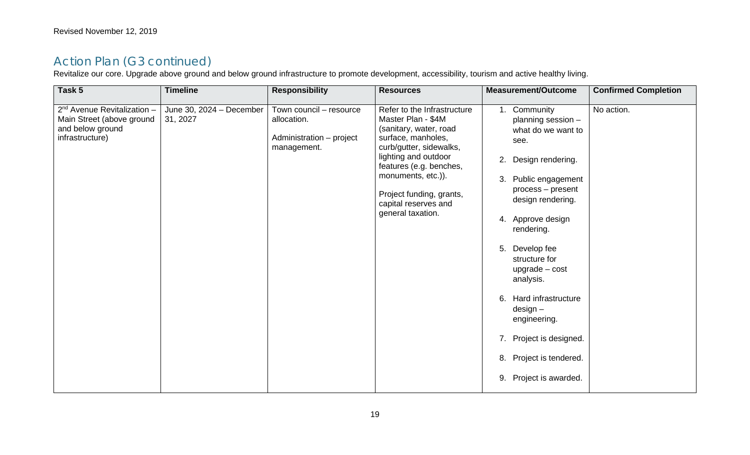Revised November 12, 2019

## Action Plan (G3 continued)

Revitalize our core. Upgrade above ground and below ground infrastructure to promote development, accessibility, tourism and active healthy living.

| Task 5 | Timeline | Responsibility | Resources | Measurement/Outcome | Confirmed Completion |
|---|---|---|---|---|---|
| 2nd Avenue Revitalization – Main Street (above ground and below ground infrastructure) | June 30, 2024 – December 31, 2027 | Town council – resource allocation.<br><br>Administration – project management. | Refer to the Infrastructure Master Plan - $4M (sanitary, water, road surface, manholes, curb/gutter, sidewalks, lighting and outdoor features (e.g. benches, monuments, etc.)).<br><br>Project funding, grants, capital reserves and general taxation. | 1. Community planning session – what do we want to see.<br><br>2. Design rendering.<br><br>3. Public engagement process – present design rendering.<br><br>4. Approve design rendering.<br><br>5. Develop fee structure for upgrade – cost analysis.<br><br>6. Hard infrastructure design – engineering.<br><br>7. Project is designed.<br><br>8. Project is tendered.<br><br>9. Project is awarded. | No action. |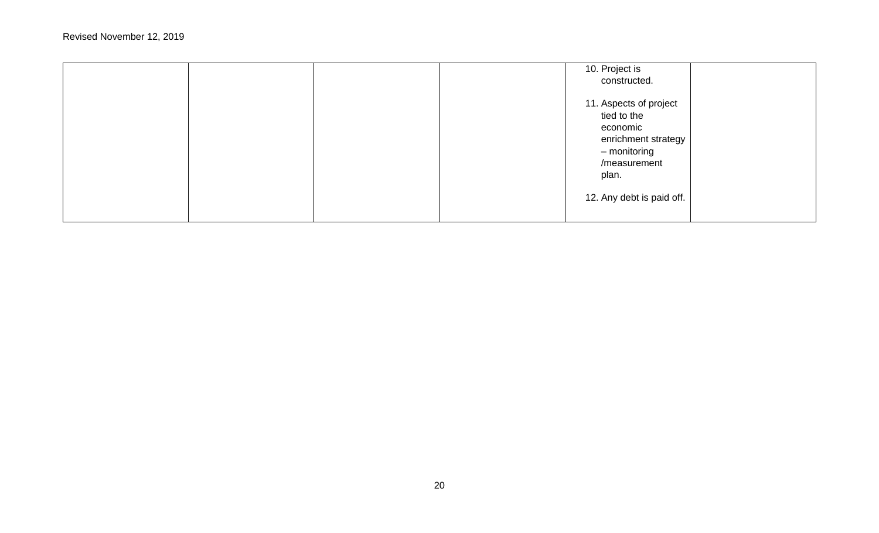| | | | | | |
|---|---|---|---|---|---|
| | | | | 10. Project is constructed.<br><br>11. Aspects of project tied to the economic enrichment strategy – monitoring /measurement plan.<br><br>12. Any debt is paid off. | |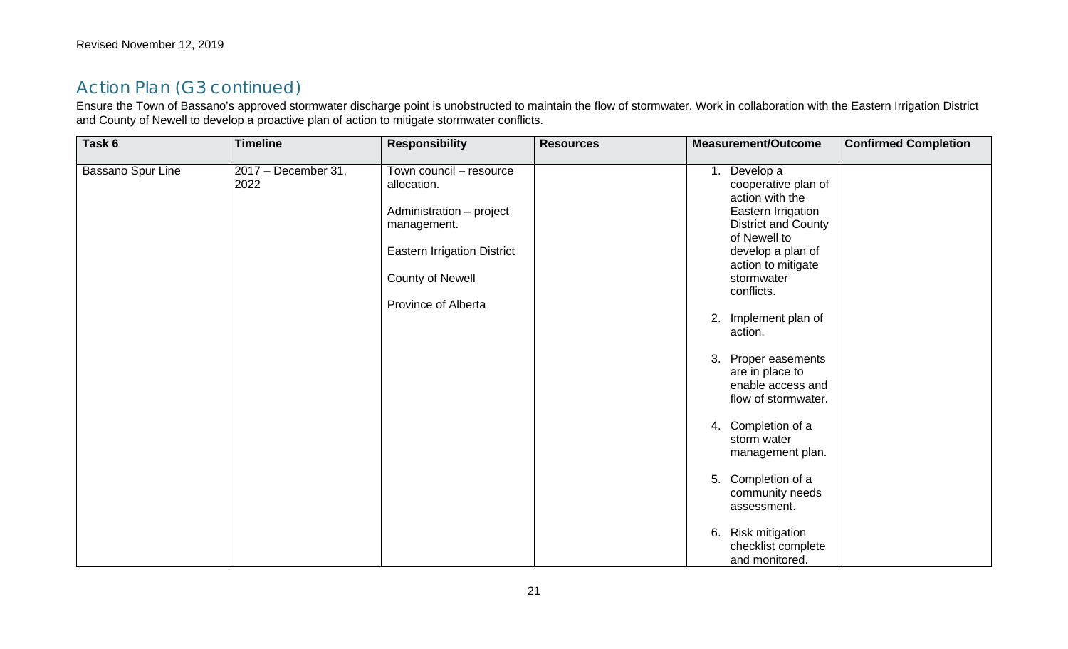Revised November 12, 2019

## Action Plan (G3 continued)

Ensure the Town of Bassano's approved stormwater discharge point is unobstructed to maintain the flow of stormwater. Work in collaboration with the Eastern Irrigation District and County of Newell to develop a proactive plan of action to mitigate stormwater conflicts.

| Task 6 | Timeline | Responsibility | Resources | Measurement/Outcome | Confirmed Completion |
|---|---|---|---|---|---|
| Bassano Spur Line | 2017 – December 31, 2022 | Town council – resource allocation.<br><br>Administration – project management.<br><br>Eastern Irrigation District<br><br>County of Newell<br><br>Province of Alberta | | 1. Develop a cooperative plan of action with the Eastern Irrigation District and County of Newell to develop a plan of action to mitigate stormwater conflicts.<br><br>2. Implement plan of action.<br><br>3. Proper easements are in place to enable access and flow of stormwater.<br><br>4. Completion of a storm water management plan.<br><br>5. Completion of a community needs assessment.<br><br>6. Risk mitigation checklist complete and monitored. | |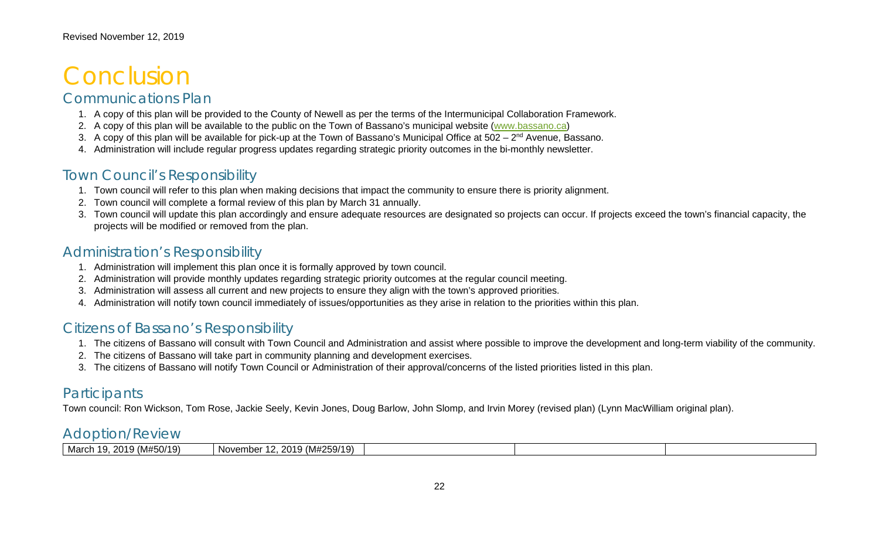Revised November 12, 2019

# Conclusion

## Communications Plan

1. A copy of this plan will be provided to the County of Newell as per the terms of the Intermunicipal Collaboration Framework.
2. A copy of this plan will be available to the public on the Town of Bassano's municipal website (www.bassano.ca)
3. A copy of this plan will be available for pick-up at the Town of Bassano's Municipal Office at 502 – 2nd Avenue, Bassano.
4. Administration will include regular progress updates regarding strategic priority outcomes in the bi-monthly newsletter.

## Town Council's Responsibility

1. Town council will refer to this plan when making decisions that impact the community to ensure there is priority alignment.
2. Town council will complete a formal review of this plan by March 31 annually.
3. Town council will update this plan accordingly and ensure adequate resources are designated so projects can occur. If projects exceed the town's financial capacity, the projects will be modified or removed from the plan.

## Administration's Responsibility

1. Administration will implement this plan once it is formally approved by town council.
2. Administration will provide monthly updates regarding strategic priority outcomes at the regular council meeting.
3. Administration will assess all current and new projects to ensure they align with the town's approved priorities.
4. Administration will notify town council immediately of issues/opportunities as they arise in relation to the priorities within this plan.

## Citizens of Bassano's Responsibility

1. The citizens of Bassano will consult with Town Council and Administration and assist where possible to improve the development and long-term viability of the community.
2. The citizens of Bassano will take part in community planning and development exercises.
3. The citizens of Bassano will notify Town Council or Administration of their approval/concerns of the listed priorities listed in this plan.

## Participants

Town council: Ron Wickson, Tom Rose, Jackie Seely, Kevin Jones, Doug Barlow, John Slomp, and Irvin Morey (revised plan) (Lynn MacWilliam original plan).

## Adoption/Review

| | | | | |
|---|---|---|---|---|
| March 19, 2019 (M#50/19) | November 12, 2019 (M#259/19) | | | |